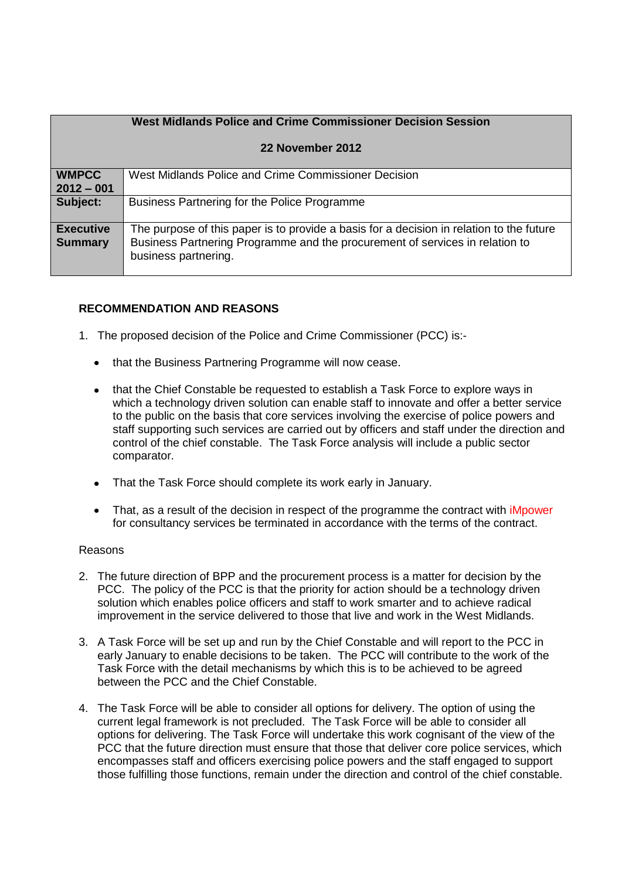| West Midlands Police and Crime Commissioner Decision Session<br><br>22 November 2012 | |
|---|---|
| **WMPCC 2012 – 001** | West Midlands Police and Crime Commissioner Decision |
| **Subject:** | Business Partnering for the Police Programme |
| **Executive Summary** | The purpose of this paper is to provide a basis for a decision in relation to the future Business Partnering Programme and the procurement of services in relation to business partnering. |

**RECOMMENDATION AND REASONS**

1. The proposed decision of the Police and Crime Commissioner (PCC) is:-

   - that the Business Partnering Programme will now cease.

   - that the Chief Constable be requested to establish a Task Force to explore ways in which a technology driven solution can enable staff to innovate and offer a better service to the public on the basis that core services involving the exercise of police powers and staff supporting such services are carried out by officers and staff under the direction and control of the chief constable. The Task Force analysis will include a public sector comparator.

   - That the Task Force should complete its work early in January.

   - That, as a result of the decision in respect of the programme the contract with iMpower for consultancy services be terminated in accordance with the terms of the contract.

Reasons

2. The future direction of BPP and the procurement process is a matter for decision by the PCC. The policy of the PCC is that the priority for action should be a technology driven solution which enables police officers and staff to work smarter and to achieve radical improvement in the service delivered to those that live and work in the West Midlands.

3. A Task Force will be set up and run by the Chief Constable and will report to the PCC in early January to enable decisions to be taken. The PCC will contribute to the work of the Task Force with the detail mechanisms by which this is to be achieved to be agreed between the PCC and the Chief Constable.

4. The Task Force will be able to consider all options for delivery. The option of using the current legal framework is not precluded. The Task Force will be able to consider all options for delivering. The Task Force will undertake this work cognisant of the view of the PCC that the future direction must ensure that those that deliver core police services, which encompasses staff and officers exercising police powers and the staff engaged to support those fulfilling those functions, remain under the direction and control of the chief constable.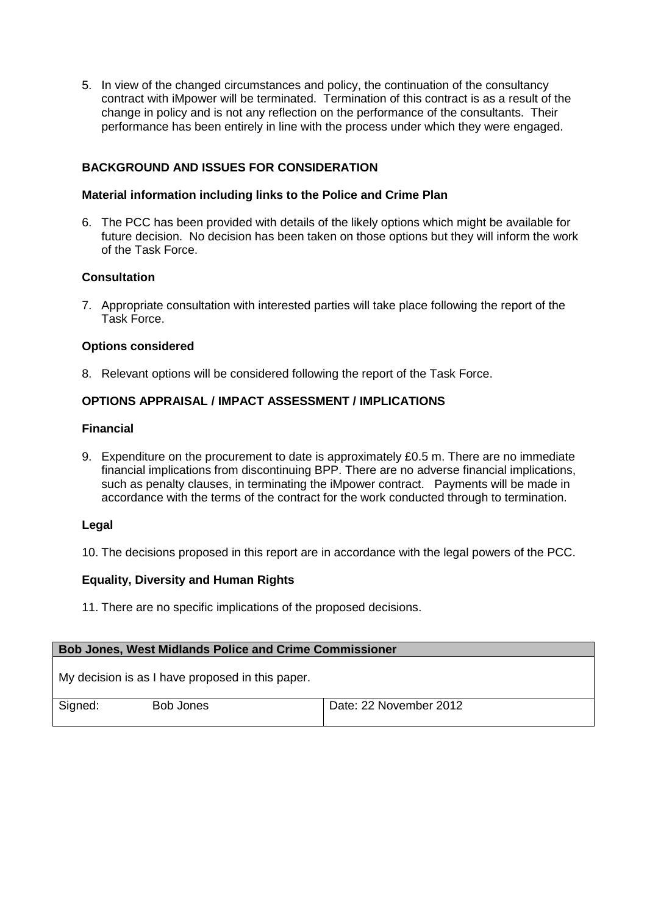5. In view of the changed circumstances and policy, the continuation of the consultancy contract with iMpower will be terminated. Termination of this contract is as a result of the change in policy and is not any reflection on the performance of the consultants. Their performance has been entirely in line with the process under which they were engaged.

## BACKGROUND AND ISSUES FOR CONSIDERATION

### Material information including links to the Police and Crime Plan

6. The PCC has been provided with details of the likely options which might be available for future decision. No decision has been taken on those options but they will inform the work of the Task Force.

### Consultation

7. Appropriate consultation with interested parties will take place following the report of the Task Force.

### Options considered

8. Relevant options will be considered following the report of the Task Force.

## OPTIONS APPRAISAL / IMPACT ASSESSMENT / IMPLICATIONS

### Financial

9. Expenditure on the procurement to date is approximately £0.5 m. There are no immediate financial implications from discontinuing BPP. There are no adverse financial implications, such as penalty clauses, in terminating the iMpower contract. Payments will be made in accordance with the terms of the contract for the work conducted through to termination.

### Legal

10. The decisions proposed in this report are in accordance with the legal powers of the PCC.

### Equality, Diversity and Human Rights

11. There are no specific implications of the proposed decisions.

| **Bob Jones, West Midlands Police and Crime Commissioner** | | |
|---|---|---|
| My decision is as I have proposed in this paper. | | |
| Signed: | Bob Jones | Date: 22 November 2012 |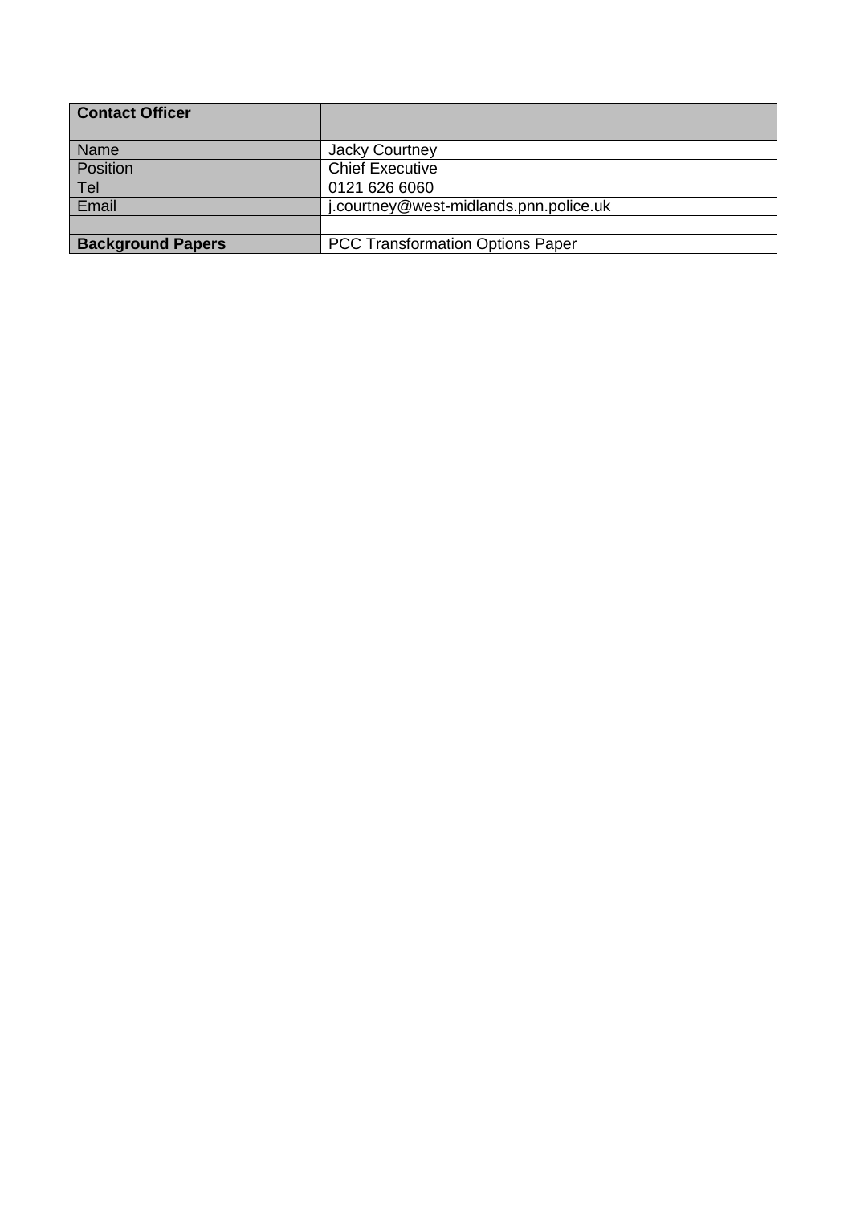| **Contact Officer** | |
|---|---|
| Name | Jacky Courtney |
| Position | Chief Executive |
| Tel | 0121 626 6060 |
| Email | j.courtney@west-midlands.pnn.police.uk |
| | |
| **Background Papers** | PCC Transformation Options Paper |